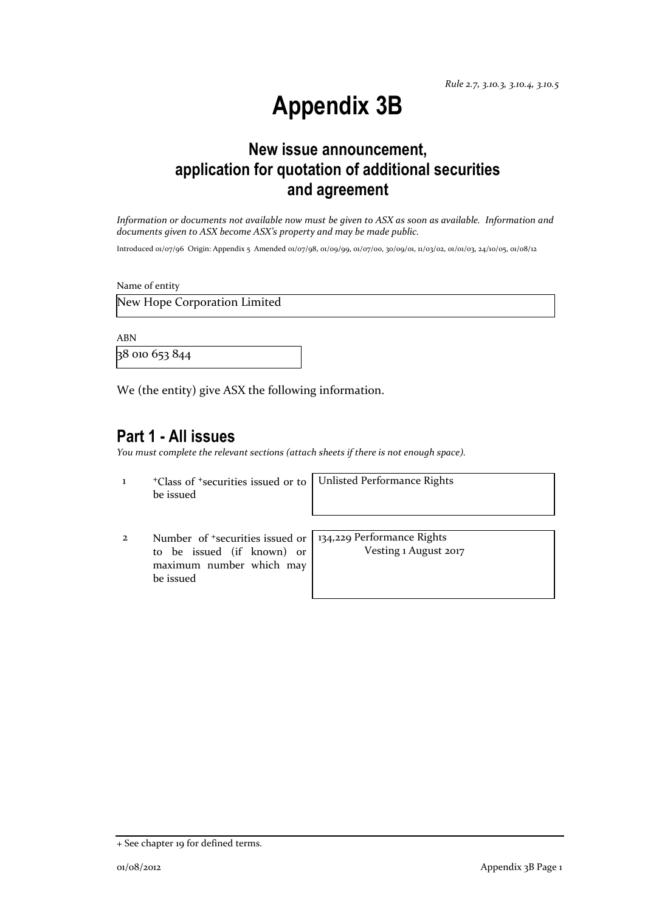*Rule 2.7, 3.10.3, 3.10.4, 3.10.5*

# Appendix 3B

## New issue announcement, application for quotation of additional securities and agreement

*Information or documents not available now must be given to ASX as soon as available. Information and documents given to ASX become ASX's property and may be made public.*

Introduced 01/07/96 Origin: Appendix 5 Amended 01/07/98, 01/09/99, 01/07/00, 30/09/01, 11/03/02, 01/01/03, 24/10/05, 01/08/12

Name of entity

New Hope Corporation Limited

ABN

38 010 653 844

We (the entity) give ASX the following information.

## Part 1 - All issues

*You must complete the relevant sections (attach sheets if there is not enough space).*

| | | |
|---|---|---|
| 1 | +Class of +securities issued or to be issued | Unlisted Performance Rights |
| 2 | Number of +securities issued or to be issued (if known) or maximum number which may be issued | 134,229 Performance Rights Vesting 1 August 2017 |

+ See chapter 19 for defined terms.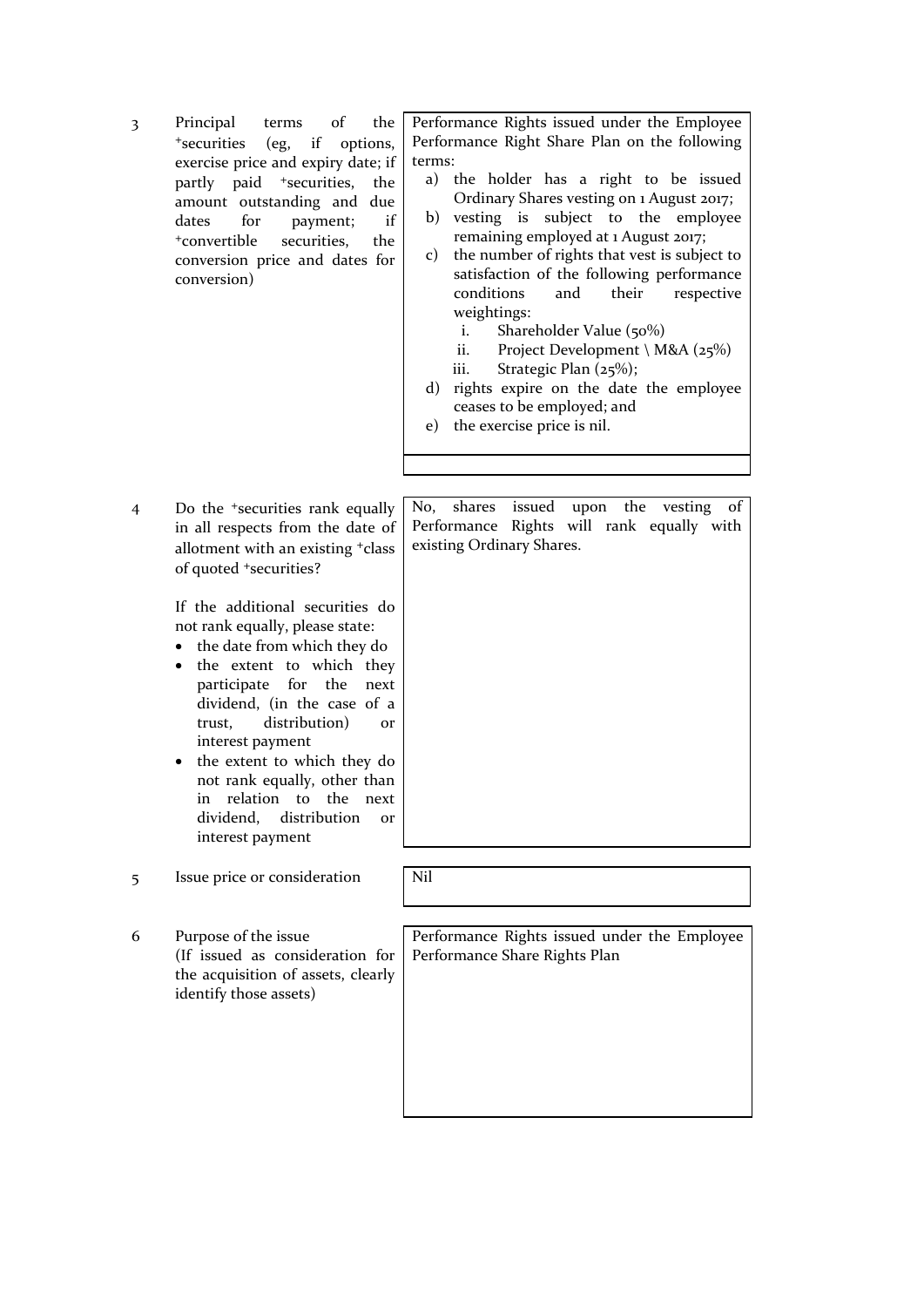| | | |
|---|---|---|
| 3 | Principal terms of the +securities (eg, if options, exercise price and expiry date; if partly paid +securities, the amount outstanding and due dates for payment; if +convertible securities, the conversion price and dates for conversion) | Performance Rights issued under the Employee Performance Right Share Plan on the following terms:<br>a) the holder has a right to be issued Ordinary Shares vesting on 1 August 2017;<br>b) vesting is subject to the employee remaining employed at 1 August 2017;<br>c) the number of rights that vest is subject to satisfaction of the following performance conditions and their respective weightings:<br>i. Shareholder Value (50%)<br>ii. Project Development \ M&A (25%)<br>iii. Strategic Plan (25%);<br>d) rights expire on the date the employee ceases to be employed; and<br>e) the exercise price is nil. |
| 4 | Do the +securities rank equally in all respects from the date of allotment with an existing +class of quoted +securities?<br><br>If the additional securities do not rank equally, please state:<br>• the date from which they do<br>• the extent to which they participate for the next dividend, (in the case of a trust, distribution) or interest payment<br>• the extent to which they do not rank equally, other than in relation to the next dividend, distribution or interest payment | No, shares issued upon the vesting of Performance Rights will rank equally with existing Ordinary Shares. |
| 5 | Issue price or consideration | Nil |
| 6 | Purpose of the issue<br>(If issued as consideration for the acquisition of assets, clearly identify those assets) | Performance Rights issued under the Employee Performance Share Rights Plan |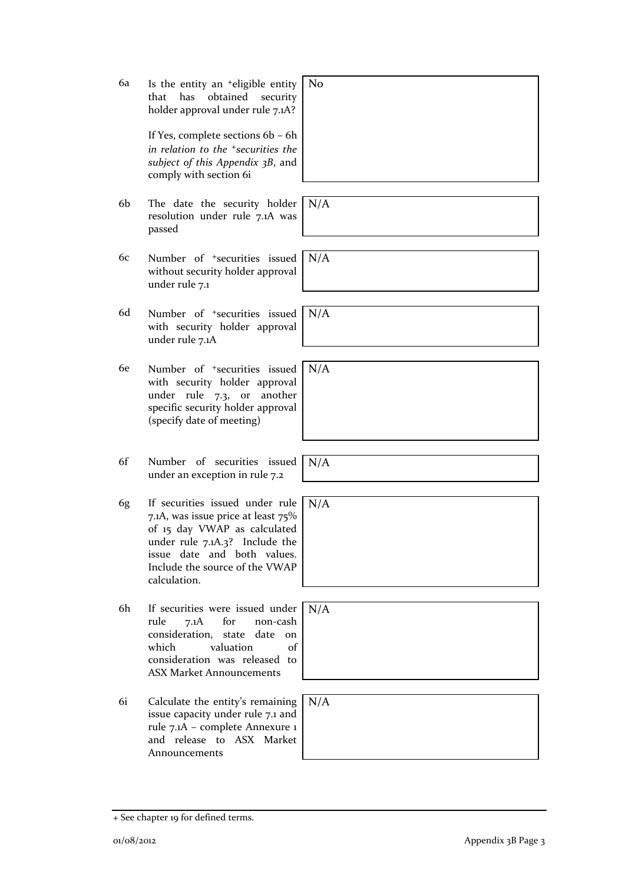| | | |
|---|---|---|
| 6a | Is the entity an +eligible entity that has obtained security holder approval under rule 7.1A?<br><br>If Yes, complete sections 6b – 6h *in relation to the +securities the subject of this Appendix 3B*, and comply with section 6i | No |
| 6b | The date the security holder resolution under rule 7.1A was passed | N/A |
| 6c | Number of +securities issued without security holder approval under rule 7.1 | N/A |
| 6d | Number of +securities issued with security holder approval under rule 7.1A | N/A |
| 6e | Number of +securities issued with security holder approval under rule 7.3, or another specific security holder approval (specify date of meeting) | N/A |
| 6f | Number of securities issued under an exception in rule 7.2 | N/A |
| 6g | If securities issued under rule 7.1A, was issue price at least 75% of 15 day VWAP as calculated under rule 7.1A.3? Include the issue date and both values. Include the source of the VWAP calculation. | N/A |
| 6h | If securities were issued under rule 7.1A for non-cash consideration, state date on which valuation of consideration was released to ASX Market Announcements | N/A |
| 6i | Calculate the entity's remaining issue capacity under rule 7.1 and rule 7.1A – complete Annexure 1 and release to ASX Market Announcements | N/A |

+ See chapter 19 for defined terms.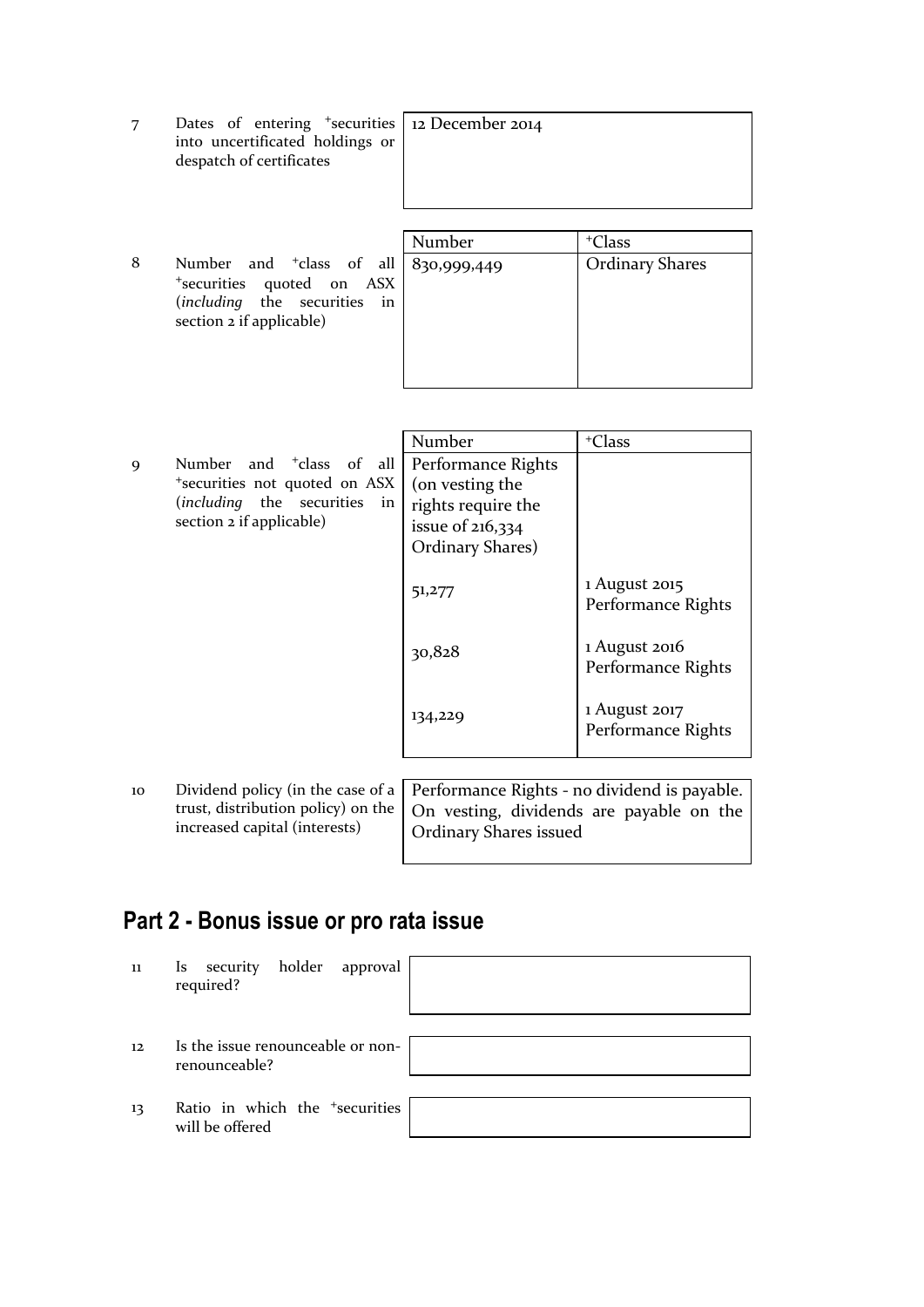| | | | |
|---|---|---|---|
| 7 | Dates of entering +securities into uncertificated holdings or despatch of certificates | 12 December 2014 | |

| | | Number | +Class |
|---|---|---|---|
| 8 | Number and +class of all +securities quoted on ASX (*including* the securities in section 2 if applicable) | 830,999,449 | Ordinary Shares |

| | | Number | +Class |
|---|---|---|---|
| 9 | Number and +class of all +securities not quoted on ASX (*including* the securities in section 2 if applicable) | Performance Rights (on vesting the rights require the issue of 216,334 Ordinary Shares) | |
| | | 51,277 | 1 August 2015 Performance Rights |
| | | 30,828 | 1 August 2016 Performance Rights |
| | | 134,229 | 1 August 2017 Performance Rights |

| | | |
|---|---|---|
| 10 | Dividend policy (in the case of a trust, distribution policy) on the increased capital (interests) | Performance Rights - no dividend is payable. On vesting, dividends are payable on the Ordinary Shares issued |

## Part 2 - Bonus issue or pro rata issue

| | | |
|---|---|---|
| 11 | Is security holder approval required? | |
| 12 | Is the issue renounceable or non-renounceable? | |
| 13 | Ratio in which the +securities will be offered | |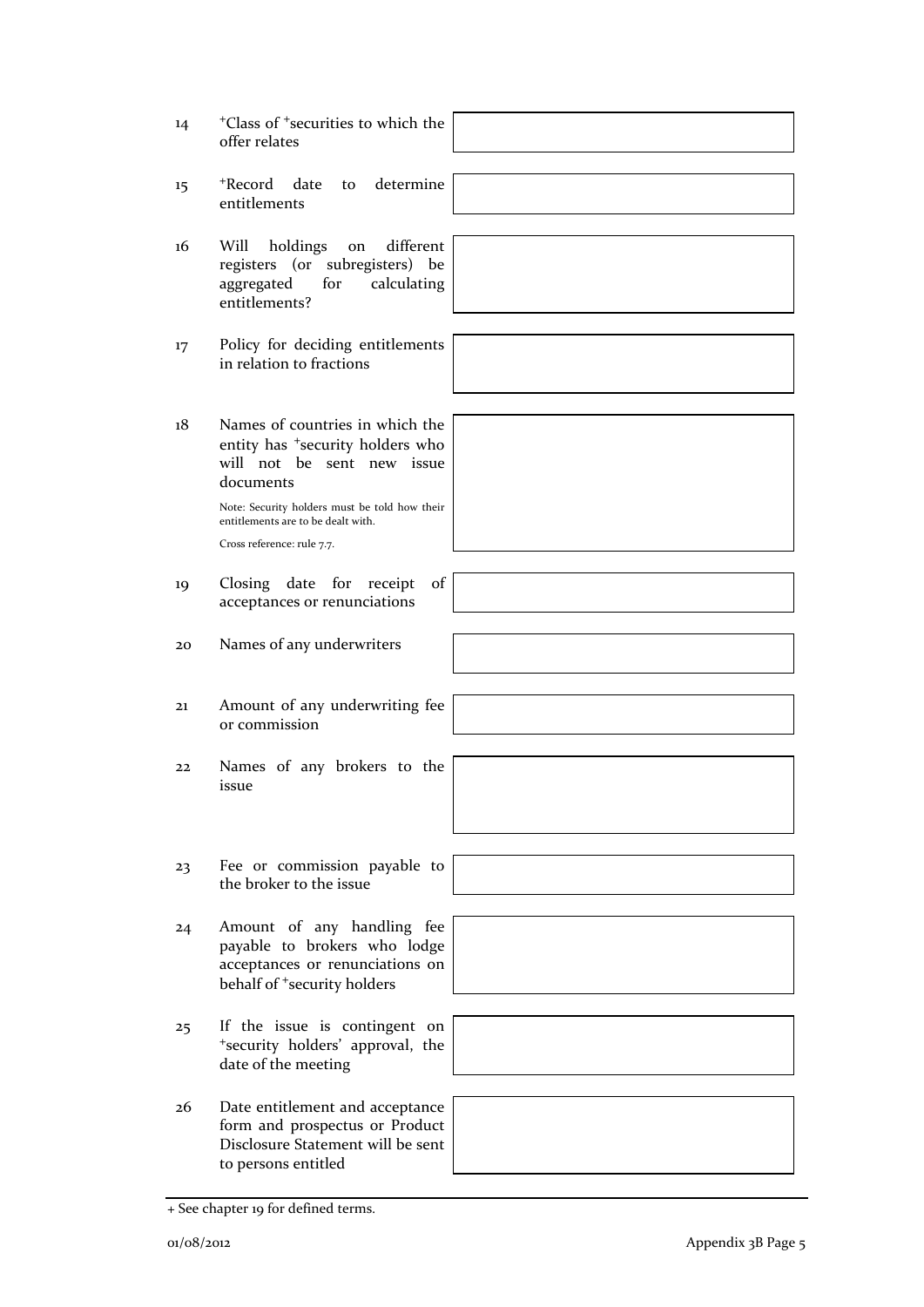| | | |
|---|---|---|
| 14 | +Class of +securities to which the offer relates | |
| 15 | +Record date to determine entitlements | |
| 16 | Will holdings on different registers (or subregisters) be aggregated for calculating entitlements? | |
| 17 | Policy for deciding entitlements in relation to fractions | |
| 18 | Names of countries in which the entity has +security holders who will not be sent new issue documents<br><br>Note: Security holders must be told how their entitlements are to be dealt with.<br><br>Cross reference: rule 7.7. | |
| 19 | Closing date for receipt of acceptances or renunciations | |
| 20 | Names of any underwriters | |
| 21 | Amount of any underwriting fee or commission | |
| 22 | Names of any brokers to the issue | |
| 23 | Fee or commission payable to the broker to the issue | |
| 24 | Amount of any handling fee payable to brokers who lodge acceptances or renunciations on behalf of +security holders | |
| 25 | If the issue is contingent on +security holders' approval, the date of the meeting | |
| 26 | Date entitlement and acceptance form and prospectus or Product Disclosure Statement will be sent to persons entitled | |

+ See chapter 19 for defined terms.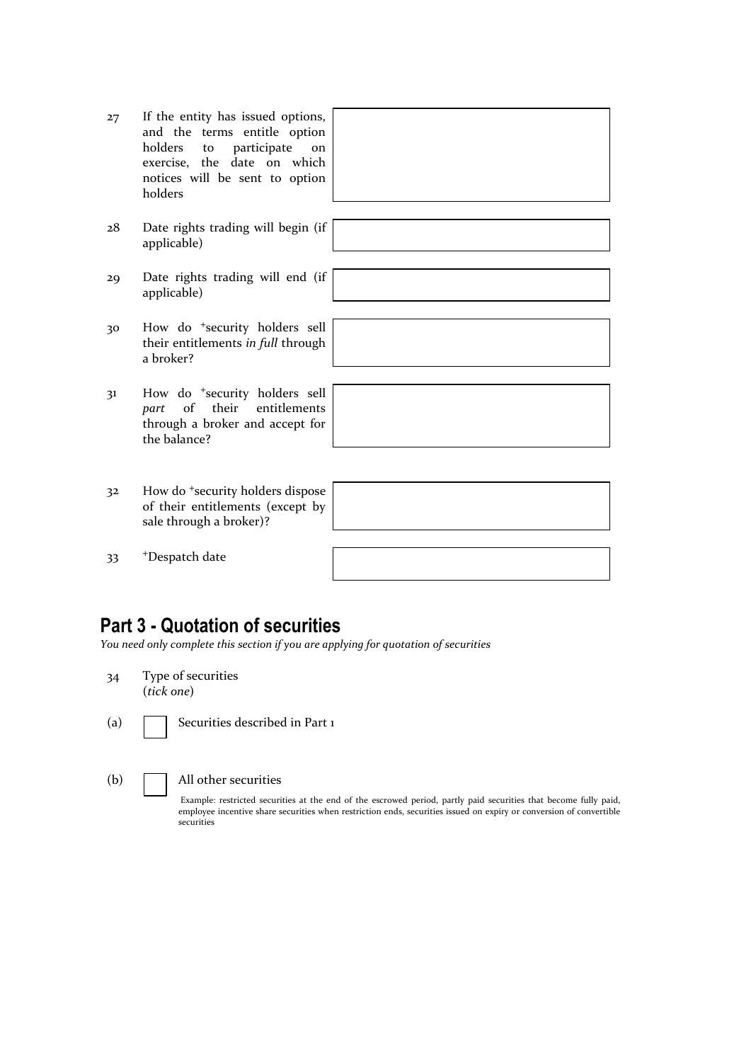| | | |
|---|---|---|
| 27 | If the entity has issued options, and the terms entitle option holders to participate on exercise, the date on which notices will be sent to option holders | |
| 28 | Date rights trading will begin (if applicable) | |
| 29 | Date rights trading will end (if applicable) | |
| 30 | How do +security holders sell their entitlements *in full* through a broker? | |
| 31 | How do +security holders sell *part* of their entitlements through a broker and accept for the balance? | |
| 32 | How do +security holders dispose of their entitlements (except by sale through a broker)? | |
| 33 | +Despatch date | |

## Part 3 - Quotation of securities

*You need only complete this section if you are applying for quotation of securities*

34 Type of securities
(*tick one*)

(a) ☐ Securities described in Part 1

(b) ☐ All other securities

Example: restricted securities at the end of the escrowed period, partly paid securities that become fully paid, employee incentive share securities when restriction ends, securities issued on expiry or conversion of convertible securities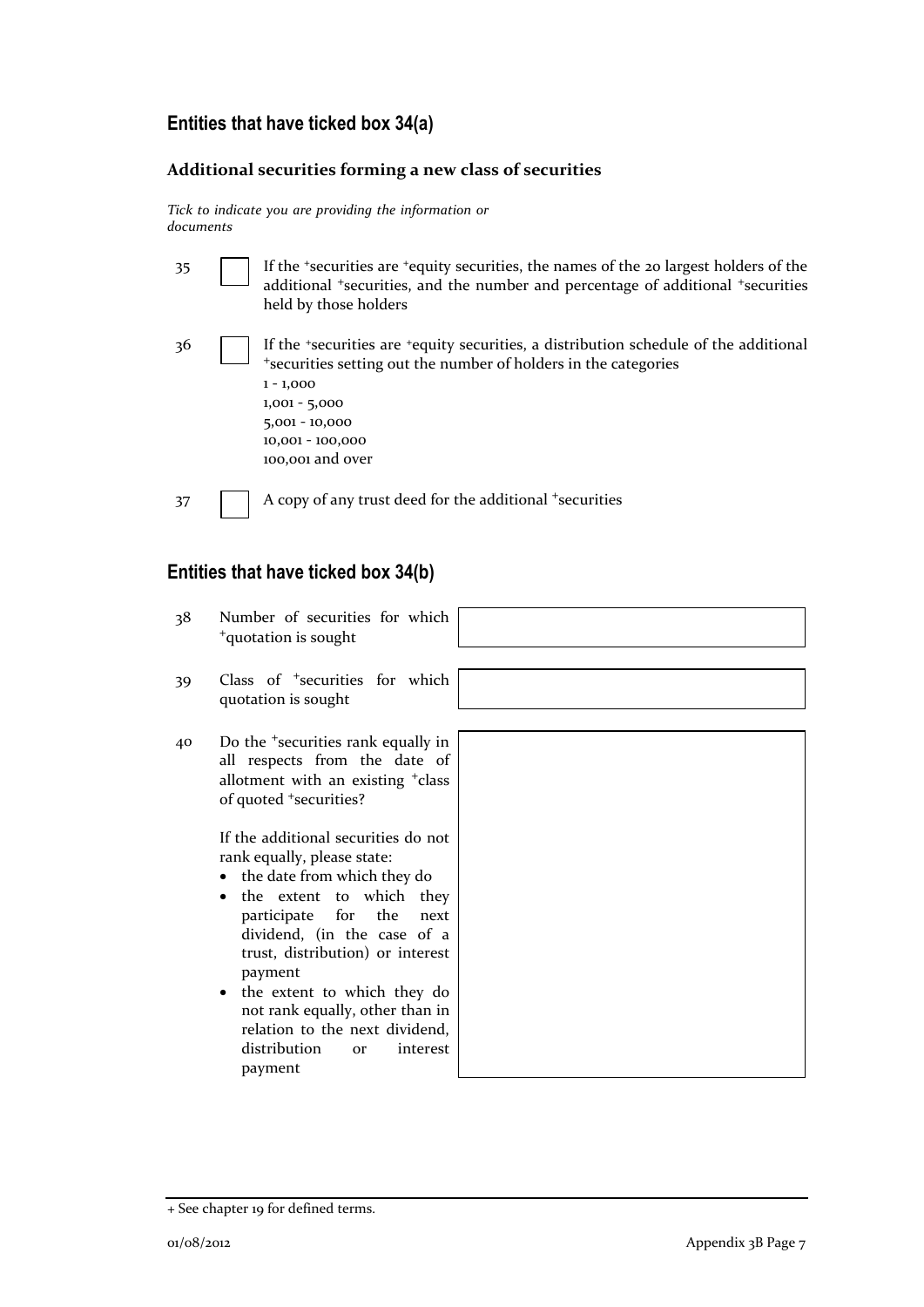## Entities that have ticked box 34(a)

### Additional securities forming a new class of securities

*Tick to indicate you are providing the information or documents*

35 ☐ If the +securities are +equity securities, the names of the 20 largest holders of the additional +securities, and the number and percentage of additional +securities held by those holders

36 ☐ If the +securities are +equity securities, a distribution schedule of the additional +securities setting out the number of holders in the categories
1 - 1,000
1,001 - 5,000
5,001 - 10,000
10,001 - 100,000
100,001 and over

37 ☐ A copy of any trust deed for the additional +securities

## Entities that have ticked box 34(b)

| | | |
|---|---|---|
| 38 | Number of securities for which +quotation is sought | |
| 39 | Class of +securities for which quotation is sought | |
| 40 | Do the +securities rank equally in all respects from the date of allotment with an existing +class of quoted +securities?<br><br>If the additional securities do not rank equally, please state:<br>• the date from which they do<br>• the extent to which they participate for the next dividend, (in the case of a trust, distribution) or interest payment<br>• the extent to which they do not rank equally, other than in relation to the next dividend, distribution or interest payment | |

+ See chapter 19 for defined terms.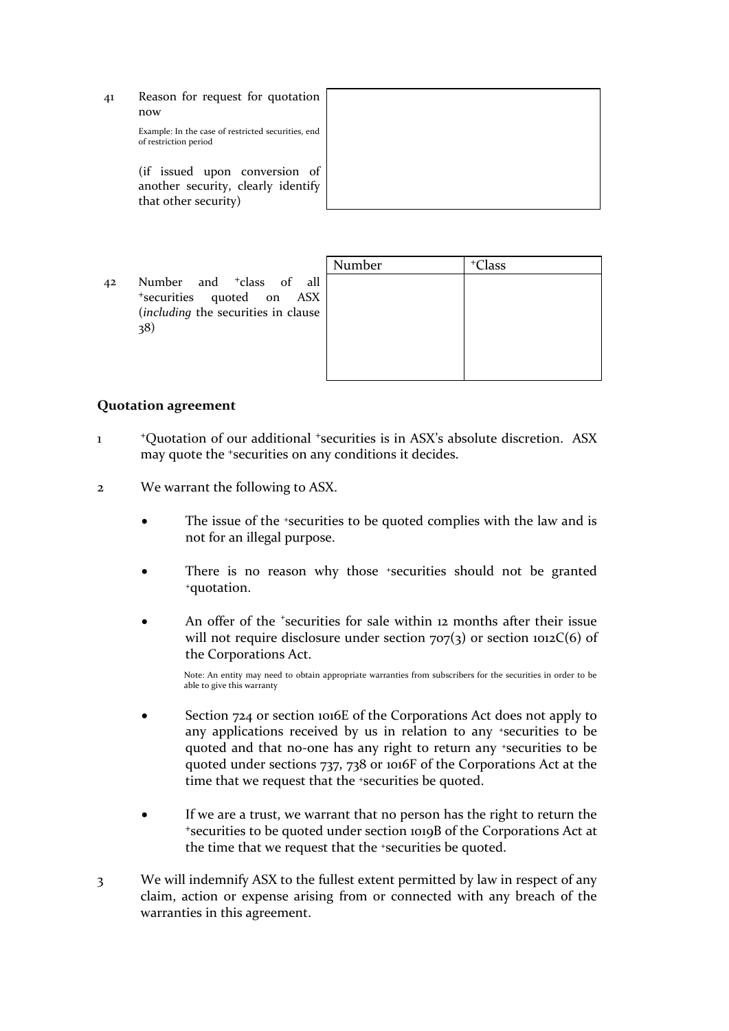| | | |
|---|---|---|
| 41 | Reason for request for quotation now<br><br>Example: In the case of restricted securities, end of restriction period<br><br>(if issued upon conversion of another security, clearly identify that other security) | |

| | | Number | +Class |
|---|---|---|---|
| 42 | Number and +class of all +securities quoted on ASX (*including* the securities in clause 38) | | |

## Quotation agreement

1. +Quotation of our additional +securities is in ASX's absolute discretion. ASX may quote the +securities on any conditions it decides.

2. We warrant the following to ASX.

   - The issue of the +securities to be quoted complies with the law and is not for an illegal purpose.

   - There is no reason why those +securities should not be granted +quotation.

   - An offer of the +securities for sale within 12 months after their issue will not require disclosure under section 707(3) or section 1012C(6) of the Corporations Act.

     Note: An entity may need to obtain appropriate warranties from subscribers for the securities in order to be able to give this warranty

   - Section 724 or section 1016E of the Corporations Act does not apply to any applications received by us in relation to any +securities to be quoted and that no-one has any right to return any +securities to be quoted under sections 737, 738 or 1016F of the Corporations Act at the time that we request that the +securities be quoted.

   - If we are a trust, we warrant that no person has the right to return the +securities to be quoted under section 1019B of the Corporations Act at the time that we request that the +securities be quoted.

3. We will indemnify ASX to the fullest extent permitted by law in respect of any claim, action or expense arising from or connected with any breach of the warranties in this agreement.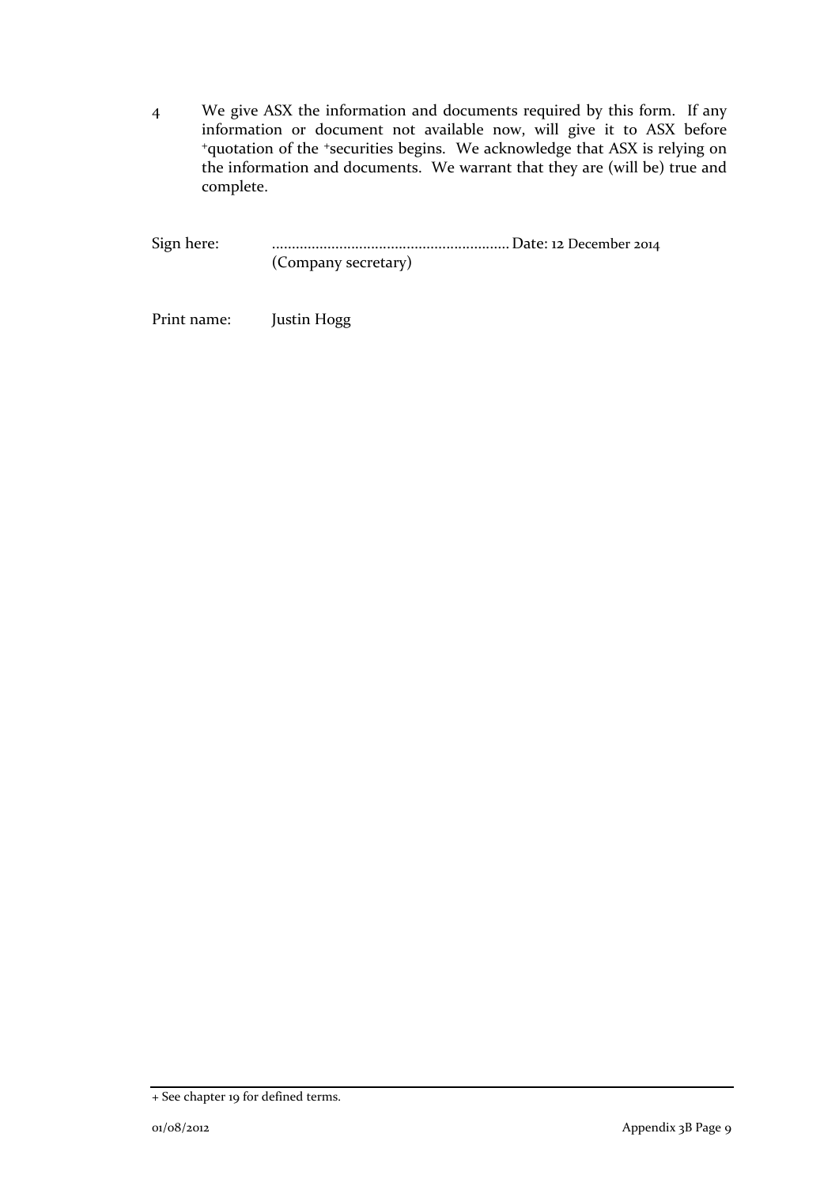4 We give ASX the information and documents required by this form. If any information or document not available now, will give it to ASX before +quotation of the +securities begins. We acknowledge that ASX is relying on the information and documents. We warrant that they are (will be) true and complete.

Sign here: ............................................................ Date: 12 December 2014
(Company secretary)

Print name: Justin Hogg

+ See chapter 19 for defined terms.